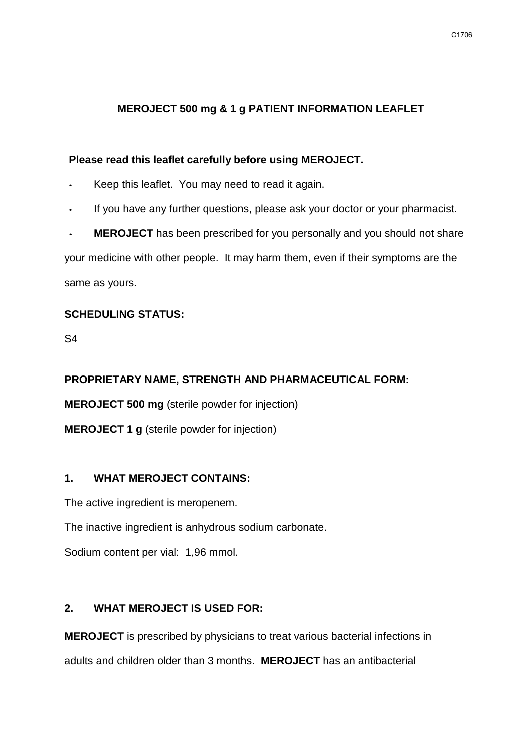# MEROJECT 500 mg & 1 g PATIENT INFORMATION LEAFLET

**Please read this leaflet carefully before using MEROJECT.**

- Keep this leaflet. You may need to read it again.
- If you have any further questions, please ask your doctor or your pharmacist.
- **MEROJECT** has been prescribed for you personally and you should not share your medicine with other people. It may harm them, even if their symptoms are the same as yours.

**SCHEDULING STATUS:**

S4

**PROPRIETARY NAME, STRENGTH AND PHARMACEUTICAL FORM:**

**MEROJECT 500 mg** (sterile powder for injection)

**MEROJECT 1 g** (sterile powder for injection)

## 1. WHAT MEROJECT CONTAINS:

The active ingredient is meropenem.

The inactive ingredient is anhydrous sodium carbonate.

Sodium content per vial: 1,96 mmol.

## 2. WHAT MEROJECT IS USED FOR:

**MEROJECT** is prescribed by physicians to treat various bacterial infections in adults and children older than 3 months. **MEROJECT** has an antibacterial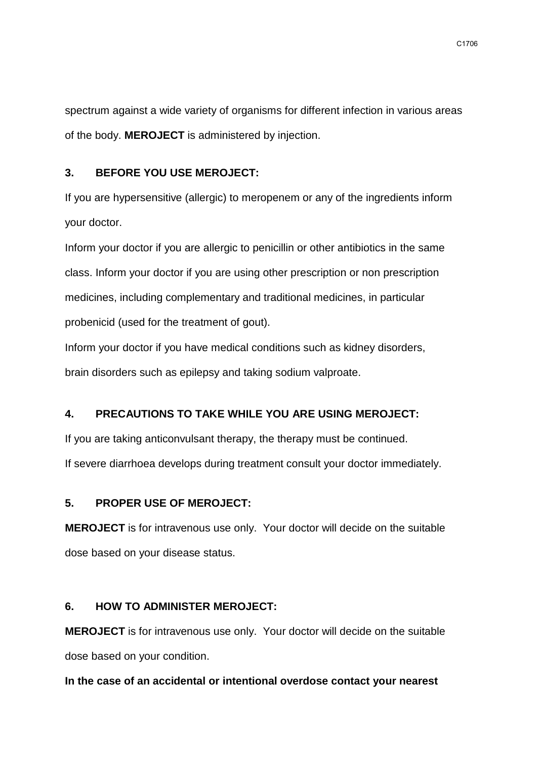spectrum against a wide variety of organisms for different infection in various areas of the body. **MEROJECT** is administered by injection.

## 3. BEFORE YOU USE MEROJECT:

If you are hypersensitive (allergic) to meropenem or any of the ingredients inform your doctor.

Inform your doctor if you are allergic to penicillin or other antibiotics in the same class. Inform your doctor if you are using other prescription or non prescription medicines, including complementary and traditional medicines, in particular probenicid (used for the treatment of gout).

Inform your doctor if you have medical conditions such as kidney disorders, brain disorders such as epilepsy and taking sodium valproate.

## 4. PRECAUTIONS TO TAKE WHILE YOU ARE USING MEROJECT:

If you are taking anticonvulsant therapy, the therapy must be continued.

If severe diarrhoea develops during treatment consult your doctor immediately.

## 5. PROPER USE OF MEROJECT:

**MEROJECT** is for intravenous use only. Your doctor will decide on the suitable dose based on your disease status.

## 6. HOW TO ADMINISTER MEROJECT:

**MEROJECT** is for intravenous use only. Your doctor will decide on the suitable dose based on your condition.

**In the case of an accidental or intentional overdose contact your nearest**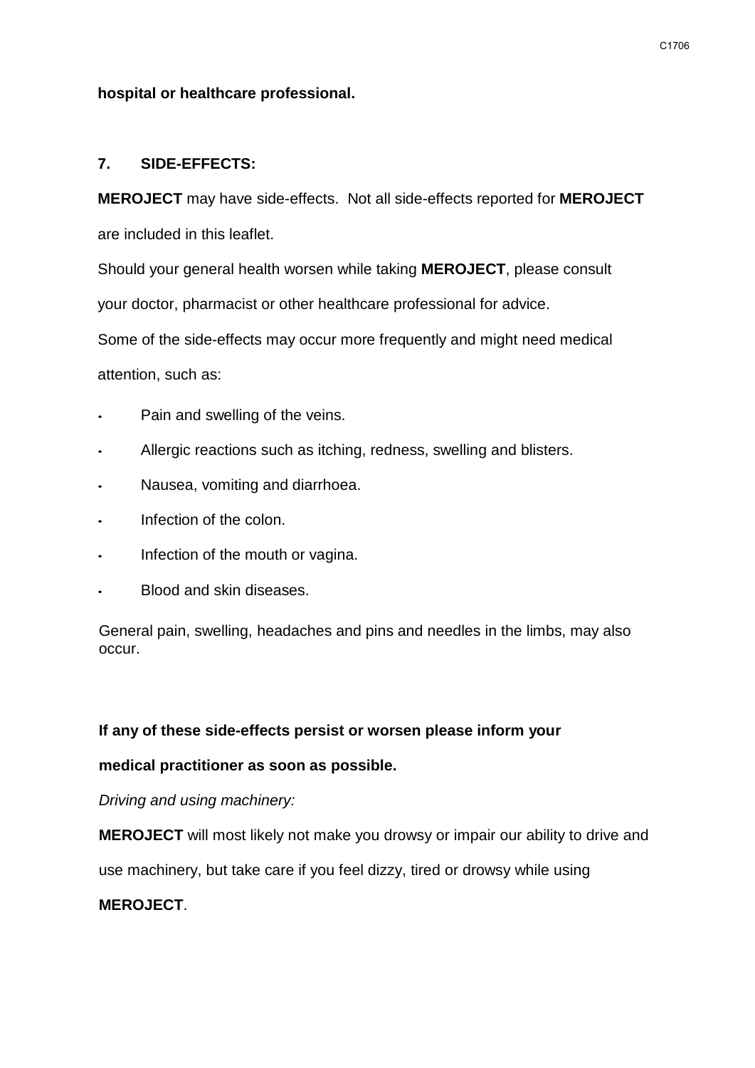**hospital or healthcare professional.**

## 7. SIDE-EFFECTS:

**MEROJECT** may have side-effects. Not all side-effects reported for **MEROJECT** are included in this leaflet.

Should your general health worsen while taking **MEROJECT**, please consult your doctor, pharmacist or other healthcare professional for advice.

Some of the side-effects may occur more frequently and might need medical attention, such as:

- Pain and swelling of the veins.
- Allergic reactions such as itching, redness, swelling and blisters.
- Nausea, vomiting and diarrhoea.
- Infection of the colon.
- Infection of the mouth or vagina.
- Blood and skin diseases.

General pain, swelling, headaches and pins and needles in the limbs, may also occur.

**If any of these side-effects persist or worsen please inform your medical practitioner as soon as possible.**

*Driving and using machinery:*

**MEROJECT** will most likely not make you drowsy or impair our ability to drive and use machinery, but take care if you feel dizzy, tired or drowsy while using **MEROJECT**.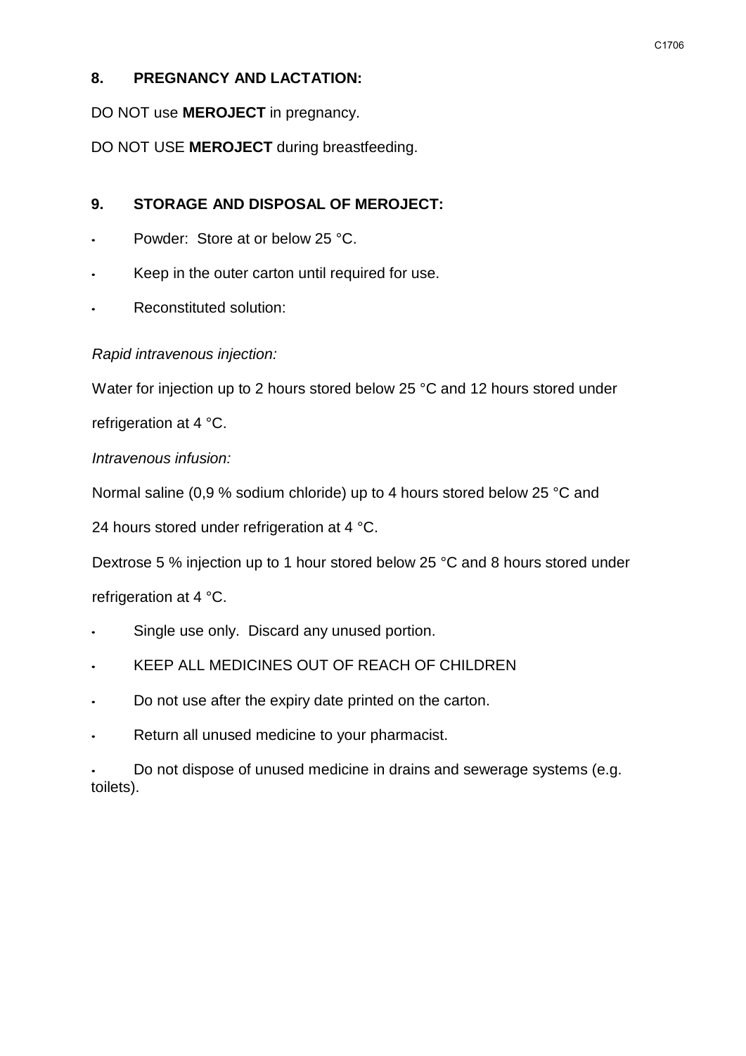## 8. PREGNANCY AND LACTATION:

DO NOT use **MEROJECT** in pregnancy.

DO NOT USE **MEROJECT** during breastfeeding.

## 9. STORAGE AND DISPOSAL OF MEROJECT:

- Powder: Store at or below 25 °C.
- Keep in the outer carton until required for use.
- Reconstituted solution:

*Rapid intravenous injection:*

Water for injection up to 2 hours stored below 25 °C and 12 hours stored under refrigeration at 4 °C.

*Intravenous infusion:*

Normal saline (0,9 % sodium chloride) up to 4 hours stored below 25 °C and 24 hours stored under refrigeration at 4 °C.

Dextrose 5 % injection up to 1 hour stored below 25 °C and 8 hours stored under refrigeration at 4 °C.

- Single use only. Discard any unused portion.
- KEEP ALL MEDICINES OUT OF REACH OF CHILDREN
- Do not use after the expiry date printed on the carton.
- Return all unused medicine to your pharmacist.
- Do not dispose of unused medicine in drains and sewerage systems (e.g. toilets).